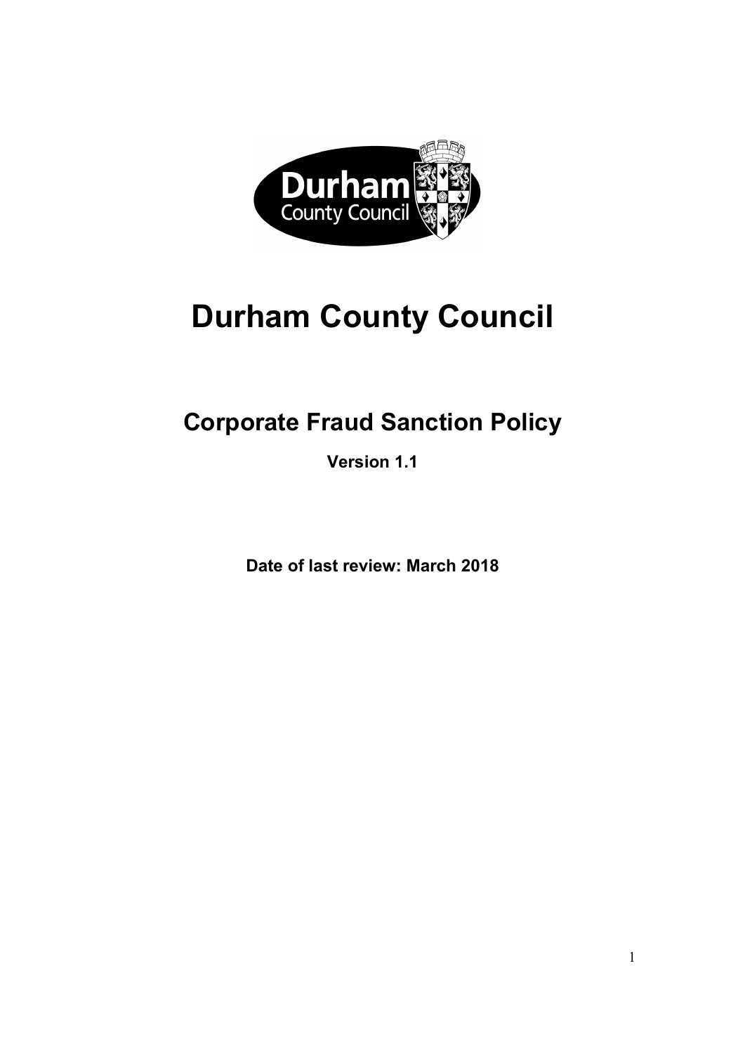# Durham County Council

## Corporate Fraud Sanction Policy

**Version 1.1**

**Date of last review: March 2018**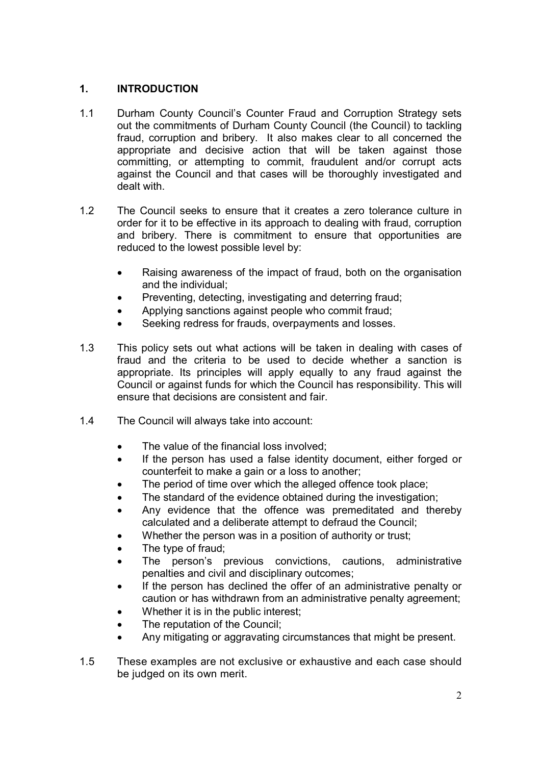## 1. INTRODUCTION

1.1 Durham County Council's Counter Fraud and Corruption Strategy sets out the commitments of Durham County Council (the Council) to tackling fraud, corruption and bribery. It also makes clear to all concerned the appropriate and decisive action that will be taken against those committing, or attempting to commit, fraudulent and/or corrupt acts against the Council and that cases will be thoroughly investigated and dealt with.

1.2 The Council seeks to ensure that it creates a zero tolerance culture in order for it to be effective in its approach to dealing with fraud, corruption and bribery. There is commitment to ensure that opportunities are reduced to the lowest possible level by:

- Raising awareness of the impact of fraud, both on the organisation and the individual;
- Preventing, detecting, investigating and deterring fraud;
- Applying sanctions against people who commit fraud;
- Seeking redress for frauds, overpayments and losses.

1.3 This policy sets out what actions will be taken in dealing with cases of fraud and the criteria to be used to decide whether a sanction is appropriate. Its principles will apply equally to any fraud against the Council or against funds for which the Council has responsibility. This will ensure that decisions are consistent and fair.

1.4 The Council will always take into account:

- The value of the financial loss involved;
- If the person has used a false identity document, either forged or counterfeit to make a gain or a loss to another;
- The period of time over which the alleged offence took place;
- The standard of the evidence obtained during the investigation;
- Any evidence that the offence was premeditated and thereby calculated and a deliberate attempt to defraud the Council;
- Whether the person was in a position of authority or trust;
- The type of fraud;
- The person's previous convictions, cautions, administrative penalties and civil and disciplinary outcomes;
- If the person has declined the offer of an administrative penalty or caution or has withdrawn from an administrative penalty agreement;
- Whether it is in the public interest;
- The reputation of the Council;
- Any mitigating or aggravating circumstances that might be present.

1.5 These examples are not exclusive or exhaustive and each case should be judged on its own merit.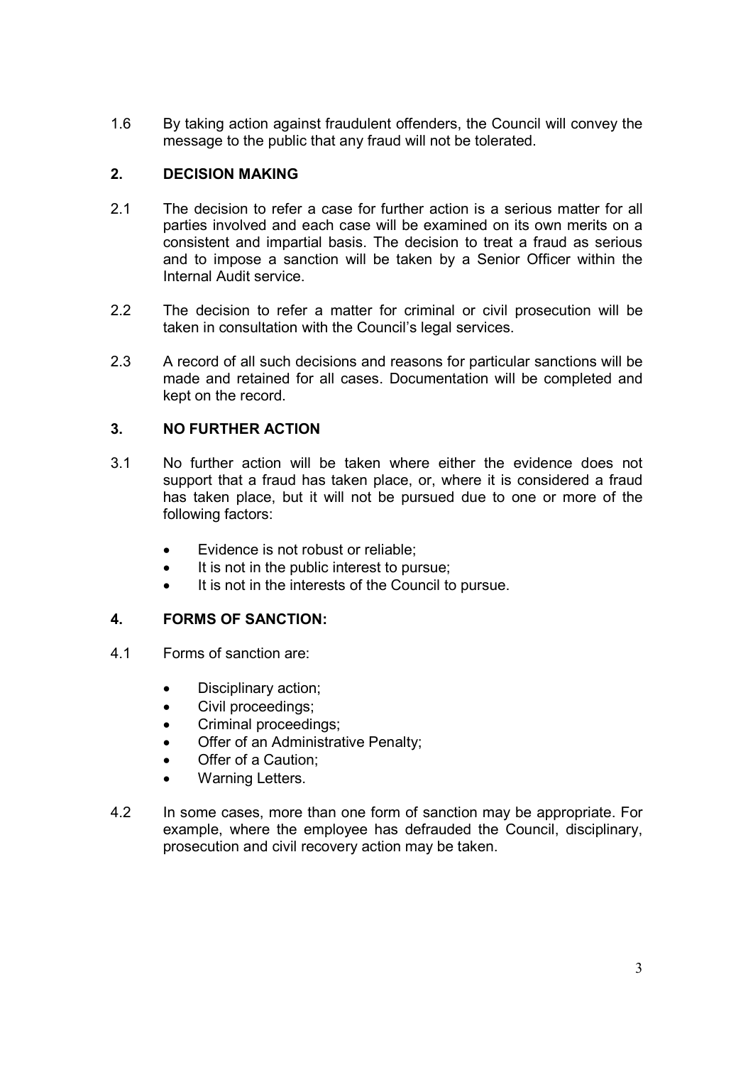1.6 By taking action against fraudulent offenders, the Council will convey the message to the public that any fraud will not be tolerated.

## 2. DECISION MAKING

2.1 The decision to refer a case for further action is a serious matter for all parties involved and each case will be examined on its own merits on a consistent and impartial basis. The decision to treat a fraud as serious and to impose a sanction will be taken by a Senior Officer within the Internal Audit service.

2.2 The decision to refer a matter for criminal or civil prosecution will be taken in consultation with the Council's legal services.

2.3 A record of all such decisions and reasons for particular sanctions will be made and retained for all cases. Documentation will be completed and kept on the record.

## 3. NO FURTHER ACTION

3.1 No further action will be taken where either the evidence does not support that a fraud has taken place, or, where it is considered a fraud has taken place, but it will not be pursued due to one or more of the following factors:

- Evidence is not robust or reliable;
- It is not in the public interest to pursue;
- It is not in the interests of the Council to pursue.

## 4. FORMS OF SANCTION:

4.1 Forms of sanction are:

- Disciplinary action;
- Civil proceedings;
- Criminal proceedings;
- Offer of an Administrative Penalty;
- Offer of a Caution;
- Warning Letters.

4.2 In some cases, more than one form of sanction may be appropriate. For example, where the employee has defrauded the Council, disciplinary, prosecution and civil recovery action may be taken.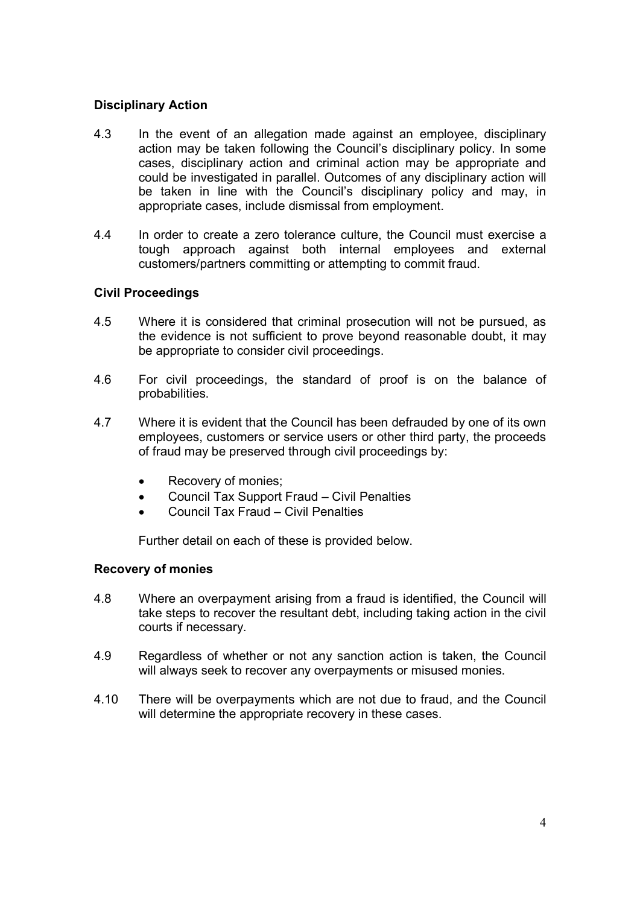### Disciplinary Action

4.3 In the event of an allegation made against an employee, disciplinary action may be taken following the Council's disciplinary policy. In some cases, disciplinary action and criminal action may be appropriate and could be investigated in parallel. Outcomes of any disciplinary action will be taken in line with the Council's disciplinary policy and may, in appropriate cases, include dismissal from employment.

4.4 In order to create a zero tolerance culture, the Council must exercise a tough approach against both internal employees and external customers/partners committing or attempting to commit fraud.

### Civil Proceedings

4.5 Where it is considered that criminal prosecution will not be pursued, as the evidence is not sufficient to prove beyond reasonable doubt, it may be appropriate to consider civil proceedings.

4.6 For civil proceedings, the standard of proof is on the balance of probabilities.

4.7 Where it is evident that the Council has been defrauded by one of its own employees, customers or service users or other third party, the proceeds of fraud may be preserved through civil proceedings by:

- Recovery of monies;
- Council Tax Support Fraud – Civil Penalties
- Council Tax Fraud – Civil Penalties

Further detail on each of these is provided below.

### Recovery of monies

4.8 Where an overpayment arising from a fraud is identified, the Council will take steps to recover the resultant debt, including taking action in the civil courts if necessary.

4.9 Regardless of whether or not any sanction action is taken, the Council will always seek to recover any overpayments or misused monies.

4.10 There will be overpayments which are not due to fraud, and the Council will determine the appropriate recovery in these cases.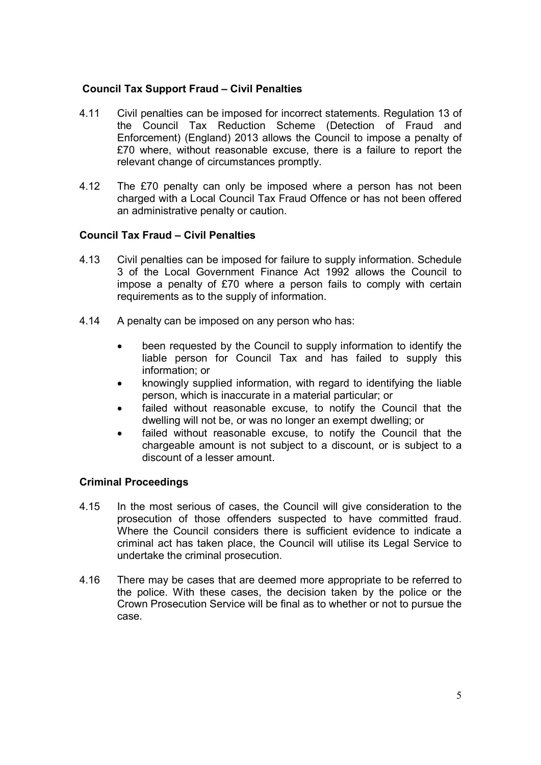**Council Tax Support Fraud – Civil Penalties**

4.11 Civil penalties can be imposed for incorrect statements. Regulation 13 of the Council Tax Reduction Scheme (Detection of Fraud and Enforcement) (England) 2013 allows the Council to impose a penalty of £70 where, without reasonable excuse, there is a failure to report the relevant change of circumstances promptly.

4.12 The £70 penalty can only be imposed where a person has not been charged with a Local Council Tax Fraud Offence or has not been offered an administrative penalty or caution.

**Council Tax Fraud – Civil Penalties**

4.13 Civil penalties can be imposed for failure to supply information. Schedule 3 of the Local Government Finance Act 1992 allows the Council to impose a penalty of £70 where a person fails to comply with certain requirements as to the supply of information.

4.14 A penalty can be imposed on any person who has:

- been requested by the Council to supply information to identify the liable person for Council Tax and has failed to supply this information; or
- knowingly supplied information, with regard to identifying the liable person, which is inaccurate in a material particular; or
- failed without reasonable excuse, to notify the Council that the dwelling will not be, or was no longer an exempt dwelling; or
- failed without reasonable excuse, to notify the Council that the chargeable amount is not subject to a discount, or is subject to a discount of a lesser amount.

**Criminal Proceedings**

4.15 In the most serious of cases, the Council will give consideration to the prosecution of those offenders suspected to have committed fraud. Where the Council considers there is sufficient evidence to indicate a criminal act has taken place, the Council will utilise its Legal Service to undertake the criminal prosecution.

4.16 There may be cases that are deemed more appropriate to be referred to the police. With these cases, the decision taken by the police or the Crown Prosecution Service will be final as to whether or not to pursue the case.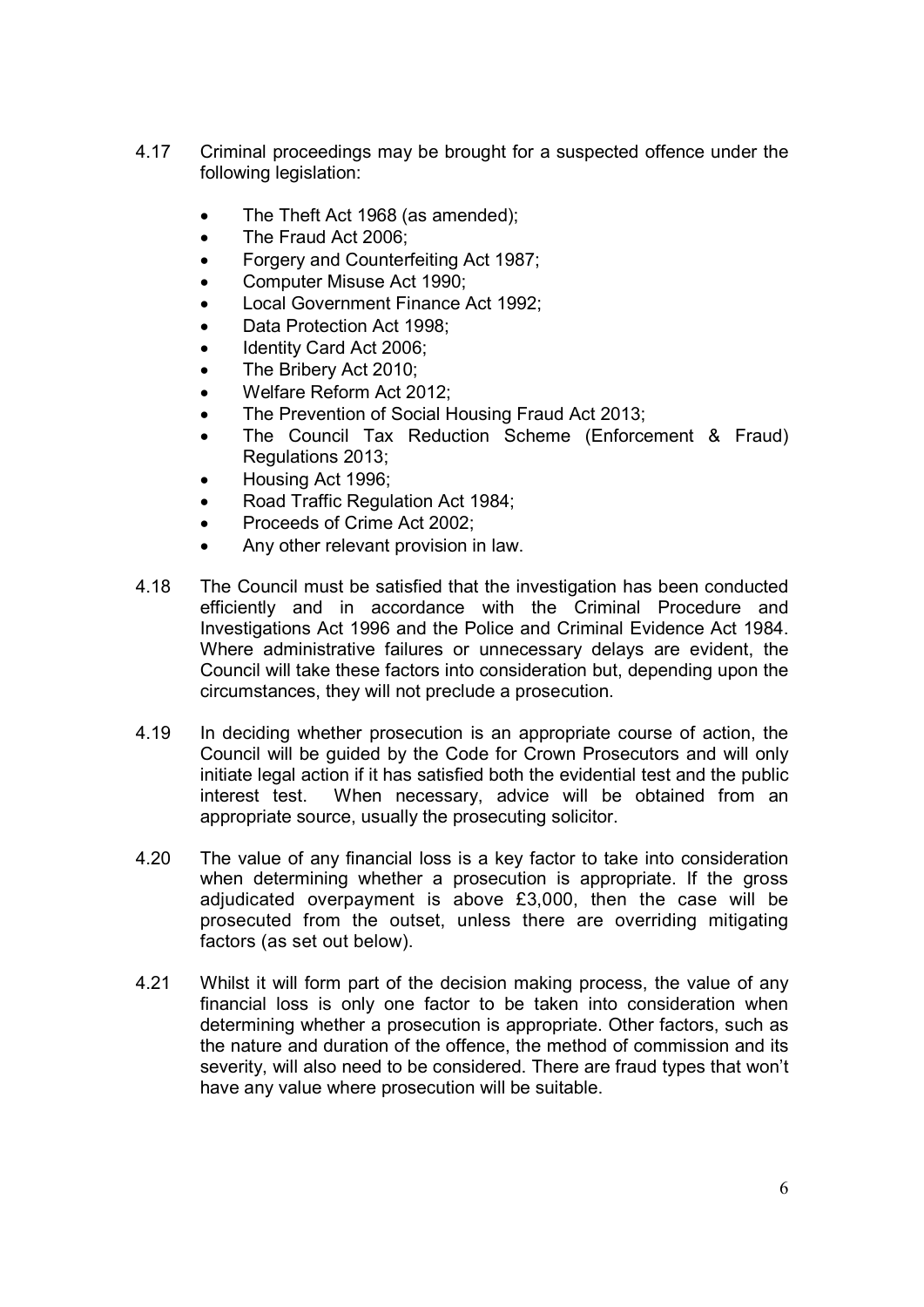4.17 Criminal proceedings may be brought for a suspected offence under the following legislation:

- The Theft Act 1968 (as amended);
- The Fraud Act 2006;
- Forgery and Counterfeiting Act 1987;
- Computer Misuse Act 1990;
- Local Government Finance Act 1992;
- Data Protection Act 1998;
- Identity Card Act 2006;
- The Bribery Act 2010;
- Welfare Reform Act 2012;
- The Prevention of Social Housing Fraud Act 2013;
- The Council Tax Reduction Scheme (Enforcement & Fraud) Regulations 2013;
- Housing Act 1996;
- Road Traffic Regulation Act 1984;
- Proceeds of Crime Act 2002;
- Any other relevant provision in law.

4.18 The Council must be satisfied that the investigation has been conducted efficiently and in accordance with the Criminal Procedure and Investigations Act 1996 and the Police and Criminal Evidence Act 1984. Where administrative failures or unnecessary delays are evident, the Council will take these factors into consideration but, depending upon the circumstances, they will not preclude a prosecution.

4.19 In deciding whether prosecution is an appropriate course of action, the Council will be guided by the Code for Crown Prosecutors and will only initiate legal action if it has satisfied both the evidential test and the public interest test. When necessary, advice will be obtained from an appropriate source, usually the prosecuting solicitor.

4.20 The value of any financial loss is a key factor to take into consideration when determining whether a prosecution is appropriate. If the gross adjudicated overpayment is above £3,000, then the case will be prosecuted from the outset, unless there are overriding mitigating factors (as set out below).

4.21 Whilst it will form part of the decision making process, the value of any financial loss is only one factor to be taken into consideration when determining whether a prosecution is appropriate. Other factors, such as the nature and duration of the offence, the method of commission and its severity, will also need to be considered. There are fraud types that won't have any value where prosecution will be suitable.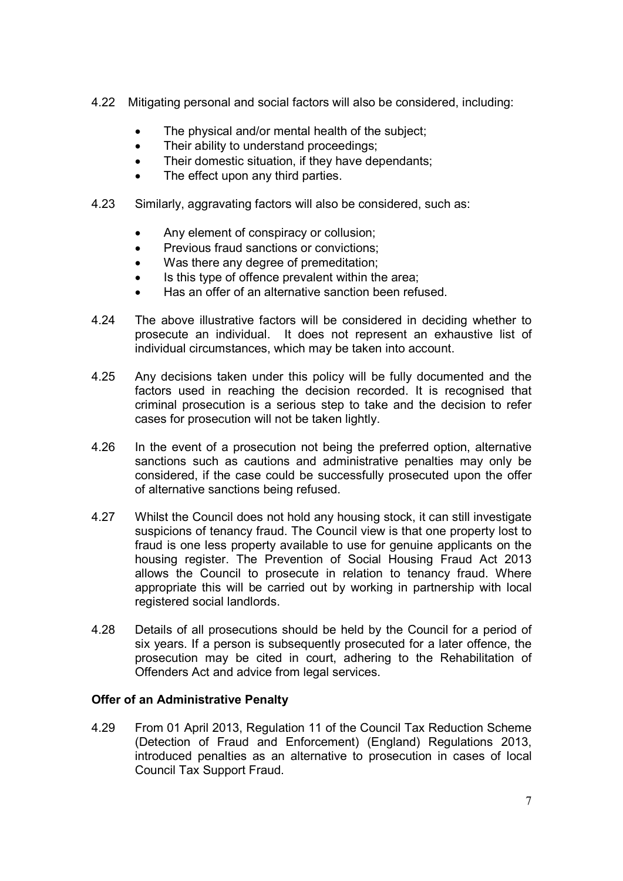4.22 Mitigating personal and social factors will also be considered, including:

- The physical and/or mental health of the subject;
- Their ability to understand proceedings;
- Their domestic situation, if they have dependants;
- The effect upon any third parties.

4.23 Similarly, aggravating factors will also be considered, such as:

- Any element of conspiracy or collusion;
- Previous fraud sanctions or convictions;
- Was there any degree of premeditation;
- Is this type of offence prevalent within the area;
- Has an offer of an alternative sanction been refused.

4.24 The above illustrative factors will be considered in deciding whether to prosecute an individual. It does not represent an exhaustive list of individual circumstances, which may be taken into account.

4.25 Any decisions taken under this policy will be fully documented and the factors used in reaching the decision recorded. It is recognised that criminal prosecution is a serious step to take and the decision to refer cases for prosecution will not be taken lightly.

4.26 In the event of a prosecution not being the preferred option, alternative sanctions such as cautions and administrative penalties may only be considered, if the case could be successfully prosecuted upon the offer of alternative sanctions being refused.

4.27 Whilst the Council does not hold any housing stock, it can still investigate suspicions of tenancy fraud. The Council view is that one property lost to fraud is one less property available to use for genuine applicants on the housing register. The Prevention of Social Housing Fraud Act 2013 allows the Council to prosecute in relation to tenancy fraud. Where appropriate this will be carried out by working in partnership with local registered social landlords.

4.28 Details of all prosecutions should be held by the Council for a period of six years. If a person is subsequently prosecuted for a later offence, the prosecution may be cited in court, adhering to the Rehabilitation of Offenders Act and advice from legal services.

**Offer of an Administrative Penalty**

4.29 From 01 April 2013, Regulation 11 of the Council Tax Reduction Scheme (Detection of Fraud and Enforcement) (England) Regulations 2013, introduced penalties as an alternative to prosecution in cases of local Council Tax Support Fraud.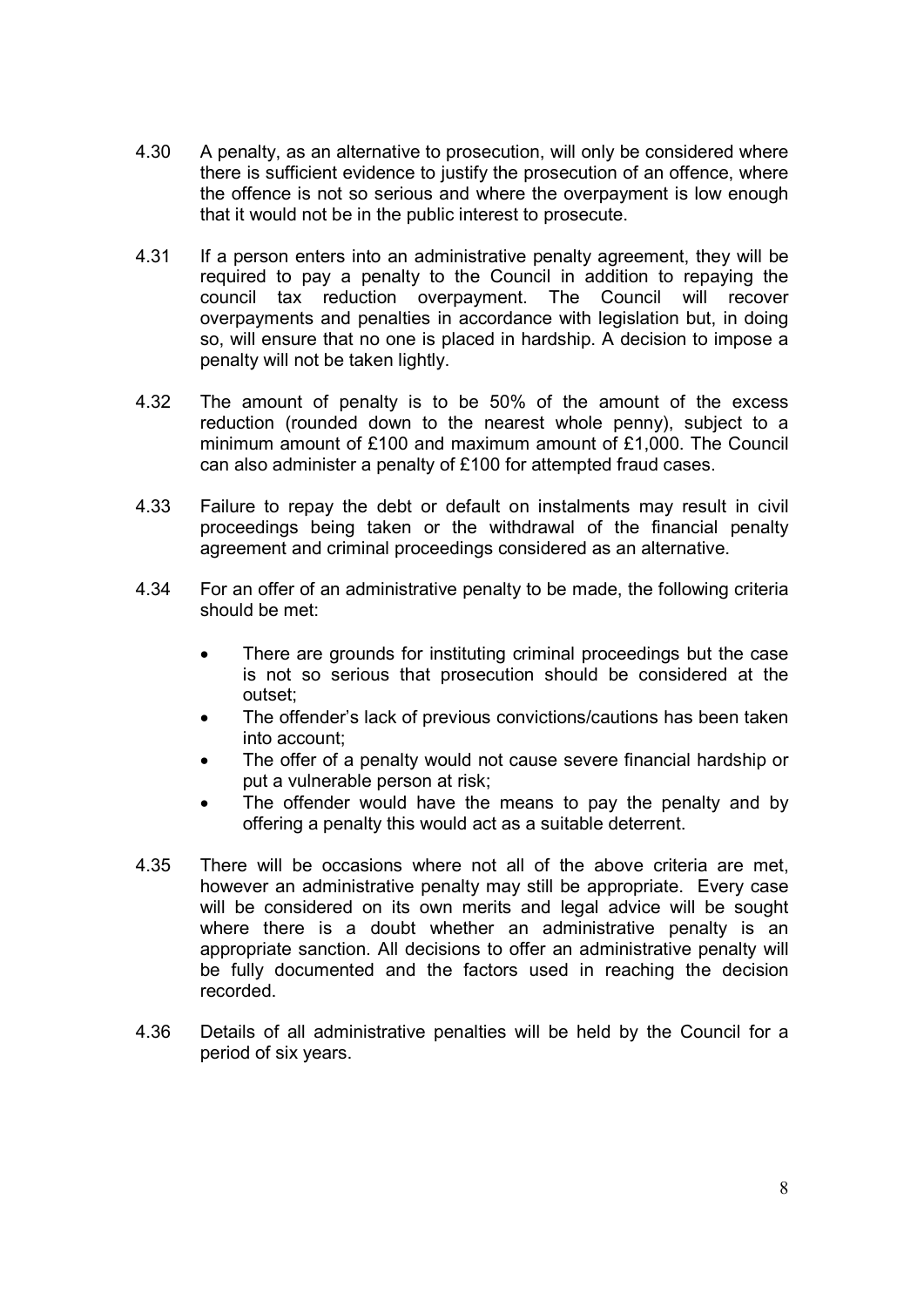4.30 A penalty, as an alternative to prosecution, will only be considered where there is sufficient evidence to justify the prosecution of an offence, where the offence is not so serious and where the overpayment is low enough that it would not be in the public interest to prosecute.

4.31 If a person enters into an administrative penalty agreement, they will be required to pay a penalty to the Council in addition to repaying the council tax reduction overpayment. The Council will recover overpayments and penalties in accordance with legislation but, in doing so, will ensure that no one is placed in hardship. A decision to impose a penalty will not be taken lightly.

4.32 The amount of penalty is to be 50% of the amount of the excess reduction (rounded down to the nearest whole penny), subject to a minimum amount of £100 and maximum amount of £1,000. The Council can also administer a penalty of £100 for attempted fraud cases.

4.33 Failure to repay the debt or default on instalments may result in civil proceedings being taken or the withdrawal of the financial penalty agreement and criminal proceedings considered as an alternative.

4.34 For an offer of an administrative penalty to be made, the following criteria should be met:

- There are grounds for instituting criminal proceedings but the case is not so serious that prosecution should be considered at the outset;
- The offender's lack of previous convictions/cautions has been taken into account;
- The offer of a penalty would not cause severe financial hardship or put a vulnerable person at risk;
- The offender would have the means to pay the penalty and by offering a penalty this would act as a suitable deterrent.

4.35 There will be occasions where not all of the above criteria are met, however an administrative penalty may still be appropriate. Every case will be considered on its own merits and legal advice will be sought where there is a doubt whether an administrative penalty is an appropriate sanction. All decisions to offer an administrative penalty will be fully documented and the factors used in reaching the decision recorded.

4.36 Details of all administrative penalties will be held by the Council for a period of six years.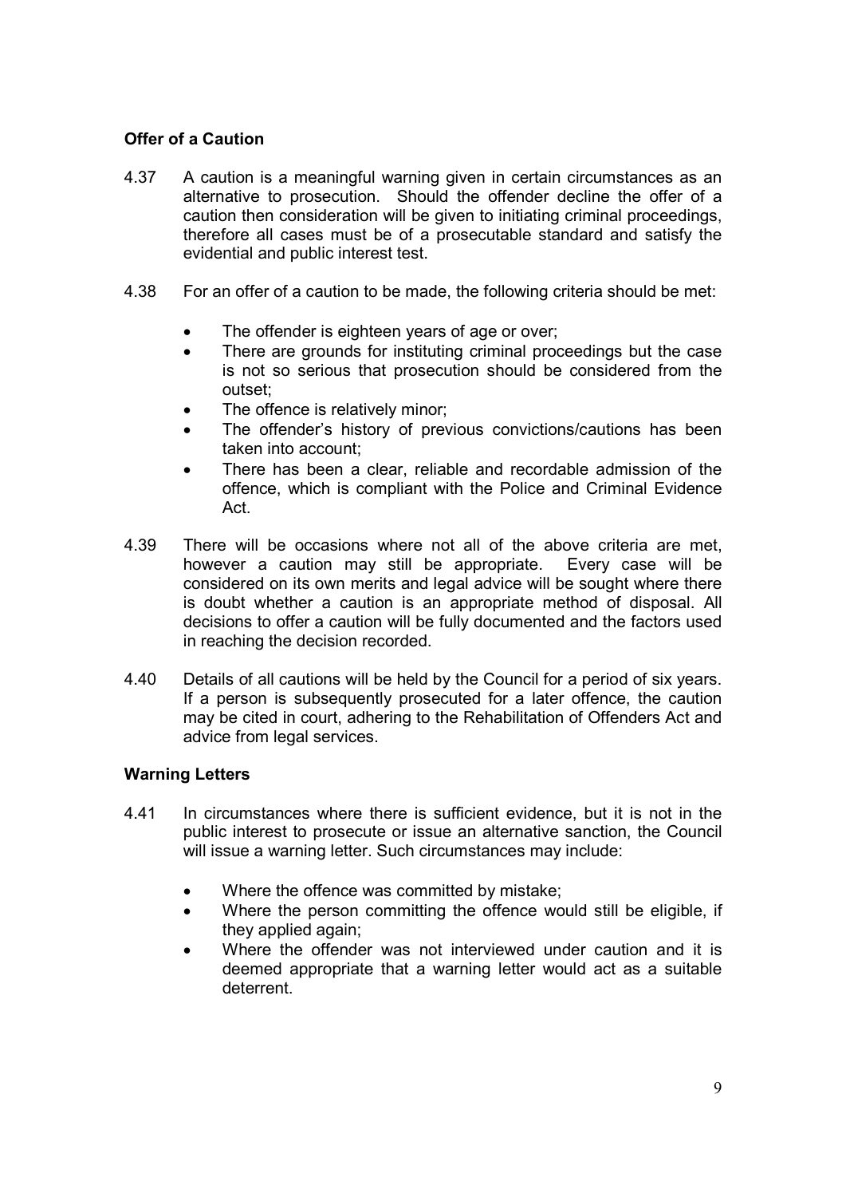**Offer of a Caution**

4.37 A caution is a meaningful warning given in certain circumstances as an alternative to prosecution. Should the offender decline the offer of a caution then consideration will be given to initiating criminal proceedings, therefore all cases must be of a prosecutable standard and satisfy the evidential and public interest test.

4.38 For an offer of a caution to be made, the following criteria should be met:

- The offender is eighteen years of age or over;
- There are grounds for instituting criminal proceedings but the case is not so serious that prosecution should be considered from the outset;
- The offence is relatively minor;
- The offender's history of previous convictions/cautions has been taken into account;
- There has been a clear, reliable and recordable admission of the offence, which is compliant with the Police and Criminal Evidence Act.

4.39 There will be occasions where not all of the above criteria are met, however a caution may still be appropriate. Every case will be considered on its own merits and legal advice will be sought where there is doubt whether a caution is an appropriate method of disposal. All decisions to offer a caution will be fully documented and the factors used in reaching the decision recorded.

4.40 Details of all cautions will be held by the Council for a period of six years. If a person is subsequently prosecuted for a later offence, the caution may be cited in court, adhering to the Rehabilitation of Offenders Act and advice from legal services.

**Warning Letters**

4.41 In circumstances where there is sufficient evidence, but it is not in the public interest to prosecute or issue an alternative sanction, the Council will issue a warning letter. Such circumstances may include:

- Where the offence was committed by mistake;
- Where the person committing the offence would still be eligible, if they applied again;
- Where the offender was not interviewed under caution and it is deemed appropriate that a warning letter would act as a suitable deterrent.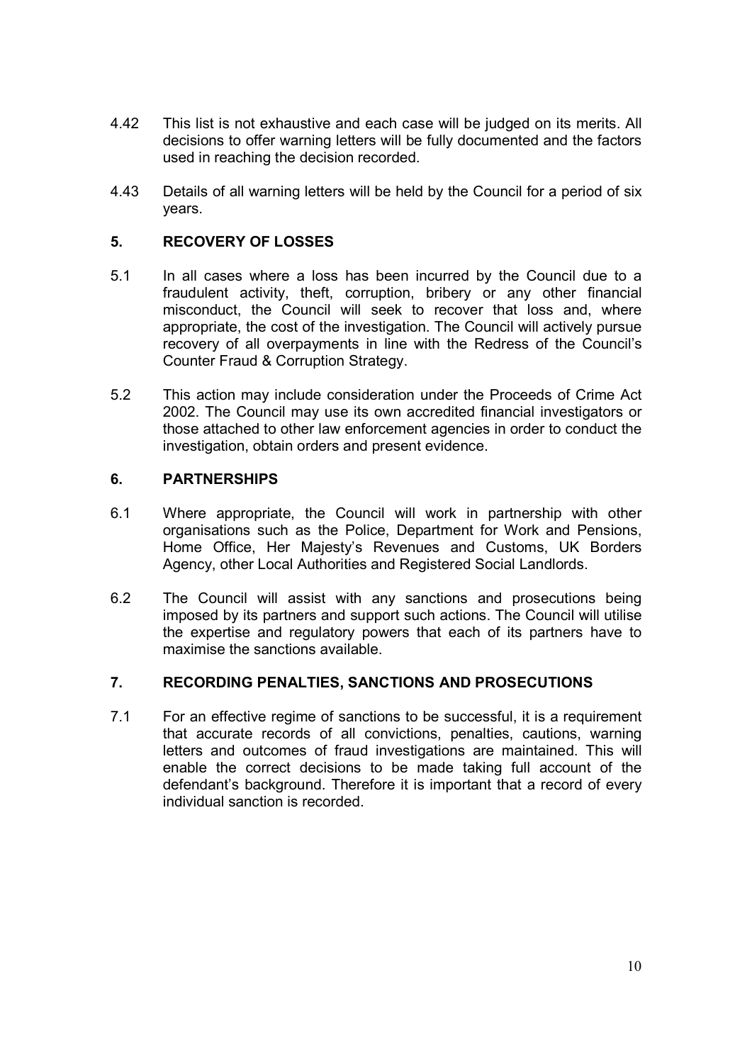4.42 This list is not exhaustive and each case will be judged on its merits. All decisions to offer warning letters will be fully documented and the factors used in reaching the decision recorded.

4.43 Details of all warning letters will be held by the Council for a period of six years.

## 5. RECOVERY OF LOSSES

5.1 In all cases where a loss has been incurred by the Council due to a fraudulent activity, theft, corruption, bribery or any other financial misconduct, the Council will seek to recover that loss and, where appropriate, the cost of the investigation. The Council will actively pursue recovery of all overpayments in line with the Redress of the Council's Counter Fraud & Corruption Strategy.

5.2 This action may include consideration under the Proceeds of Crime Act 2002. The Council may use its own accredited financial investigators or those attached to other law enforcement agencies in order to conduct the investigation, obtain orders and present evidence.

## 6. PARTNERSHIPS

6.1 Where appropriate, the Council will work in partnership with other organisations such as the Police, Department for Work and Pensions, Home Office, Her Majesty's Revenues and Customs, UK Borders Agency, other Local Authorities and Registered Social Landlords.

6.2 The Council will assist with any sanctions and prosecutions being imposed by its partners and support such actions. The Council will utilise the expertise and regulatory powers that each of its partners have to maximise the sanctions available.

## 7. RECORDING PENALTIES, SANCTIONS AND PROSECUTIONS

7.1 For an effective regime of sanctions to be successful, it is a requirement that accurate records of all convictions, penalties, cautions, warning letters and outcomes of fraud investigations are maintained. This will enable the correct decisions to be made taking full account of the defendant's background. Therefore it is important that a record of every individual sanction is recorded.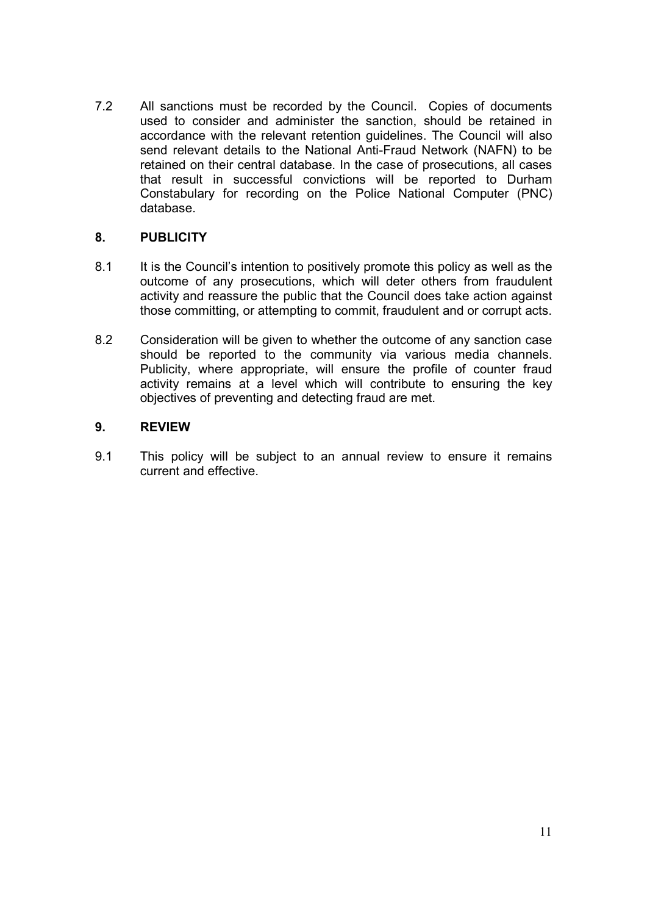7.2 All sanctions must be recorded by the Council. Copies of documents used to consider and administer the sanction, should be retained in accordance with the relevant retention guidelines. The Council will also send relevant details to the National Anti-Fraud Network (NAFN) to be retained on their central database. In the case of prosecutions, all cases that result in successful convictions will be reported to Durham Constabulary for recording on the Police National Computer (PNC) database.

## 8. PUBLICITY

8.1 It is the Council's intention to positively promote this policy as well as the outcome of any prosecutions, which will deter others from fraudulent activity and reassure the public that the Council does take action against those committing, or attempting to commit, fraudulent and or corrupt acts.

8.2 Consideration will be given to whether the outcome of any sanction case should be reported to the community via various media channels. Publicity, where appropriate, will ensure the profile of counter fraud activity remains at a level which will contribute to ensuring the key objectives of preventing and detecting fraud are met.

## 9. REVIEW

9.1 This policy will be subject to an annual review to ensure it remains current and effective.